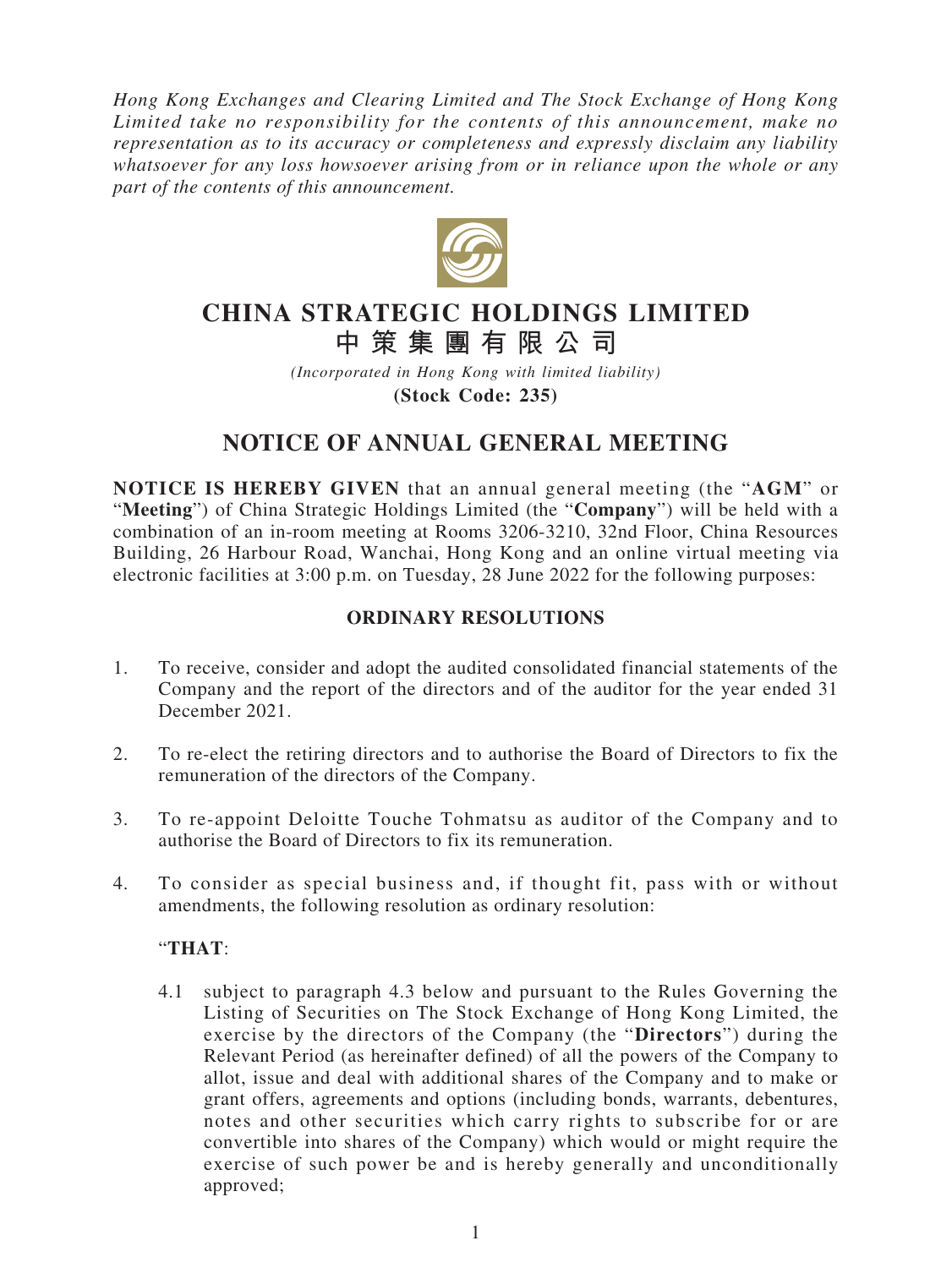*Hong Kong Exchanges and Clearing Limited and The Stock Exchange of Hong Kong Limited take no responsibility for the contents of this announcement, make no representation as to its accuracy or completeness and expressly disclaim any liability whatsoever for any loss howsoever arising from or in reliance upon the whole or any part of the contents of this announcement.*

# CHINA STRATEGIC HOLDINGS LIMITED
# 中策集團有限公司

*(Incorporated in Hong Kong with limited liability)*

**(Stock Code: 235)**

## NOTICE OF ANNUAL GENERAL MEETING

**NOTICE IS HEREBY GIVEN** that an annual general meeting (the "**AGM**" or "**Meeting**") of China Strategic Holdings Limited (the "**Company**") will be held with a combination of an in-room meeting at Rooms 3206-3210, 32nd Floor, China Resources Building, 26 Harbour Road, Wanchai, Hong Kong and an online virtual meeting via electronic facilities at 3:00 p.m. on Tuesday, 28 June 2022 for the following purposes:

### ORDINARY RESOLUTIONS

1. To receive, consider and adopt the audited consolidated financial statements of the Company and the report of the directors and of the auditor for the year ended 31 December 2021.

2. To re-elect the retiring directors and to authorise the Board of Directors to fix the remuneration of the directors of the Company.

3. To re-appoint Deloitte Touche Tohmatsu as auditor of the Company and to authorise the Board of Directors to fix its remuneration.

4. To consider as special business and, if thought fit, pass with or without amendments, the following resolution as ordinary resolution:

   "**THAT**:

   4.1 subject to paragraph 4.3 below and pursuant to the Rules Governing the Listing of Securities on The Stock Exchange of Hong Kong Limited, the exercise by the directors of the Company (the "**Directors**") during the Relevant Period (as hereinafter defined) of all the powers of the Company to allot, issue and deal with additional shares of the Company and to make or grant offers, agreements and options (including bonds, warrants, debentures, notes and other securities which carry rights to subscribe for or are convertible into shares of the Company) which would or might require the exercise of such power be and is hereby generally and unconditionally approved;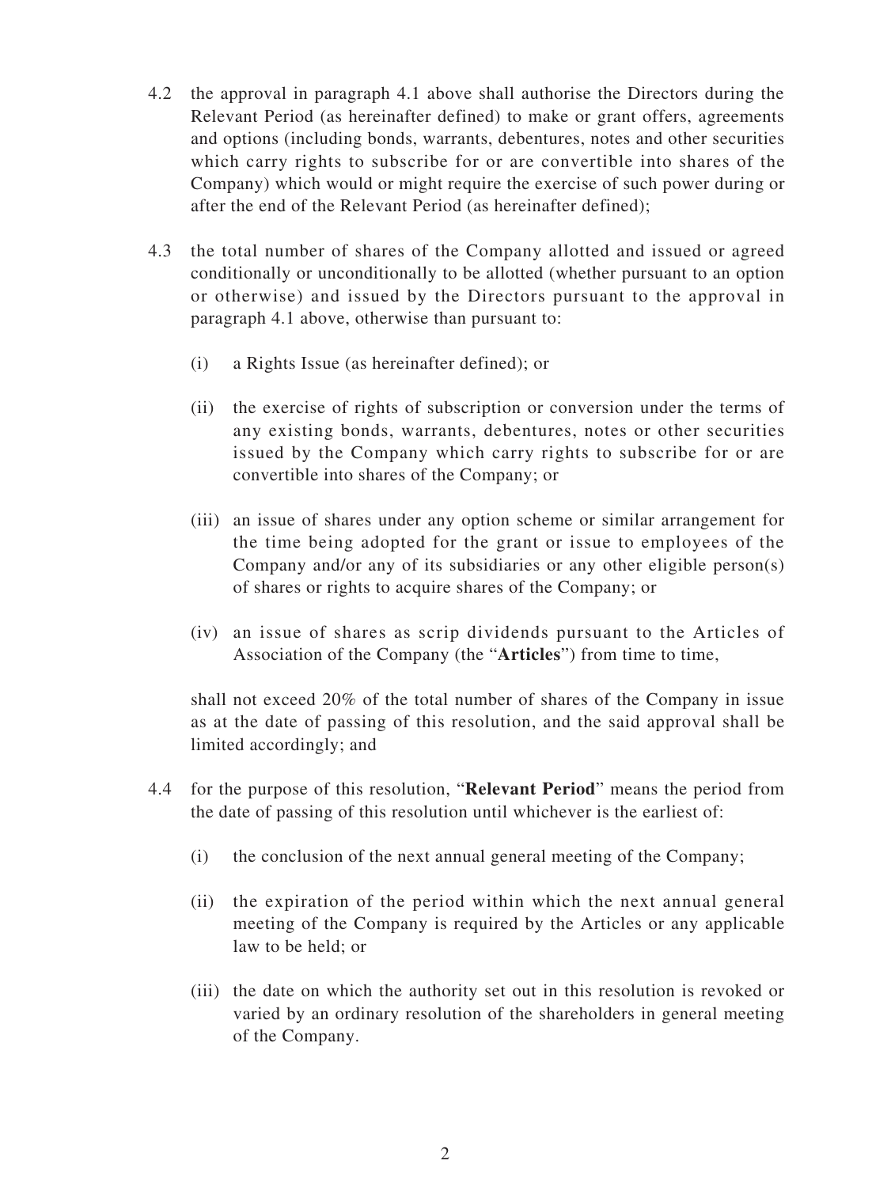4.2 the approval in paragraph 4.1 above shall authorise the Directors during the Relevant Period (as hereinafter defined) to make or grant offers, agreements and options (including bonds, warrants, debentures, notes and other securities which carry rights to subscribe for or are convertible into shares of the Company) which would or might require the exercise of such power during or after the end of the Relevant Period (as hereinafter defined);

4.3 the total number of shares of the Company allotted and issued or agreed conditionally or unconditionally to be allotted (whether pursuant to an option or otherwise) and issued by the Directors pursuant to the approval in paragraph 4.1 above, otherwise than pursuant to:

(i) a Rights Issue (as hereinafter defined); or

(ii) the exercise of rights of subscription or conversion under the terms of any existing bonds, warrants, debentures, notes or other securities issued by the Company which carry rights to subscribe for or are convertible into shares of the Company; or

(iii) an issue of shares under any option scheme or similar arrangement for the time being adopted for the grant or issue to employees of the Company and/or any of its subsidiaries or any other eligible person(s) of shares or rights to acquire shares of the Company; or

(iv) an issue of shares as scrip dividends pursuant to the Articles of Association of the Company (the "**Articles**") from time to time,

shall not exceed 20% of the total number of shares of the Company in issue as at the date of passing of this resolution, and the said approval shall be limited accordingly; and

4.4 for the purpose of this resolution, "**Relevant Period**" means the period from the date of passing of this resolution until whichever is the earliest of:

(i) the conclusion of the next annual general meeting of the Company;

(ii) the expiration of the period within which the next annual general meeting of the Company is required by the Articles or any applicable law to be held; or

(iii) the date on which the authority set out in this resolution is revoked or varied by an ordinary resolution of the shareholders in general meeting of the Company.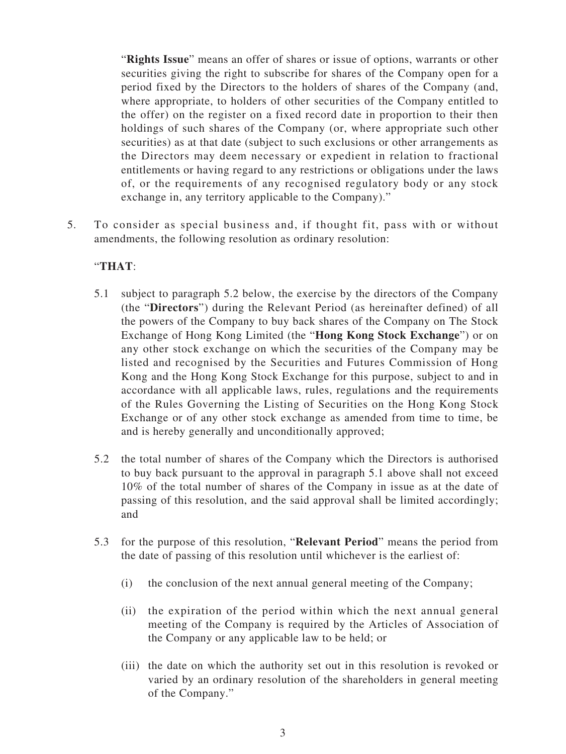"**Rights Issue**" means an offer of shares or issue of options, warrants or other securities giving the right to subscribe for shares of the Company open for a period fixed by the Directors to the holders of shares of the Company (and, where appropriate, to holders of other securities of the Company entitled to the offer) on the register on a fixed record date in proportion to their then holdings of such shares of the Company (or, where appropriate such other securities) as at that date (subject to such exclusions or other arrangements as the Directors may deem necessary or expedient in relation to fractional entitlements or having regard to any restrictions or obligations under the laws of, or the requirements of any recognised regulatory body or any stock exchange in, any territory applicable to the Company)."

5. To consider as special business and, if thought fit, pass with or without amendments, the following resolution as ordinary resolution:

   "**THAT**:

   5.1 subject to paragraph 5.2 below, the exercise by the directors of the Company (the "**Directors**") during the Relevant Period (as hereinafter defined) of all the powers of the Company to buy back shares of the Company on The Stock Exchange of Hong Kong Limited (the "**Hong Kong Stock Exchange**") or on any other stock exchange on which the securities of the Company may be listed and recognised by the Securities and Futures Commission of Hong Kong and the Hong Kong Stock Exchange for this purpose, subject to and in accordance with all applicable laws, rules, regulations and the requirements of the Rules Governing the Listing of Securities on the Hong Kong Stock Exchange or of any other stock exchange as amended from time to time, be and is hereby generally and unconditionally approved;

   5.2 the total number of shares of the Company which the Directors is authorised to buy back pursuant to the approval in paragraph 5.1 above shall not exceed 10% of the total number of shares of the Company in issue as at the date of passing of this resolution, and the said approval shall be limited accordingly; and

   5.3 for the purpose of this resolution, "**Relevant Period**" means the period from the date of passing of this resolution until whichever is the earliest of:

      (i) the conclusion of the next annual general meeting of the Company;

      (ii) the expiration of the period within which the next annual general meeting of the Company is required by the Articles of Association of the Company or any applicable law to be held; or

      (iii) the date on which the authority set out in this resolution is revoked or varied by an ordinary resolution of the shareholders in general meeting of the Company."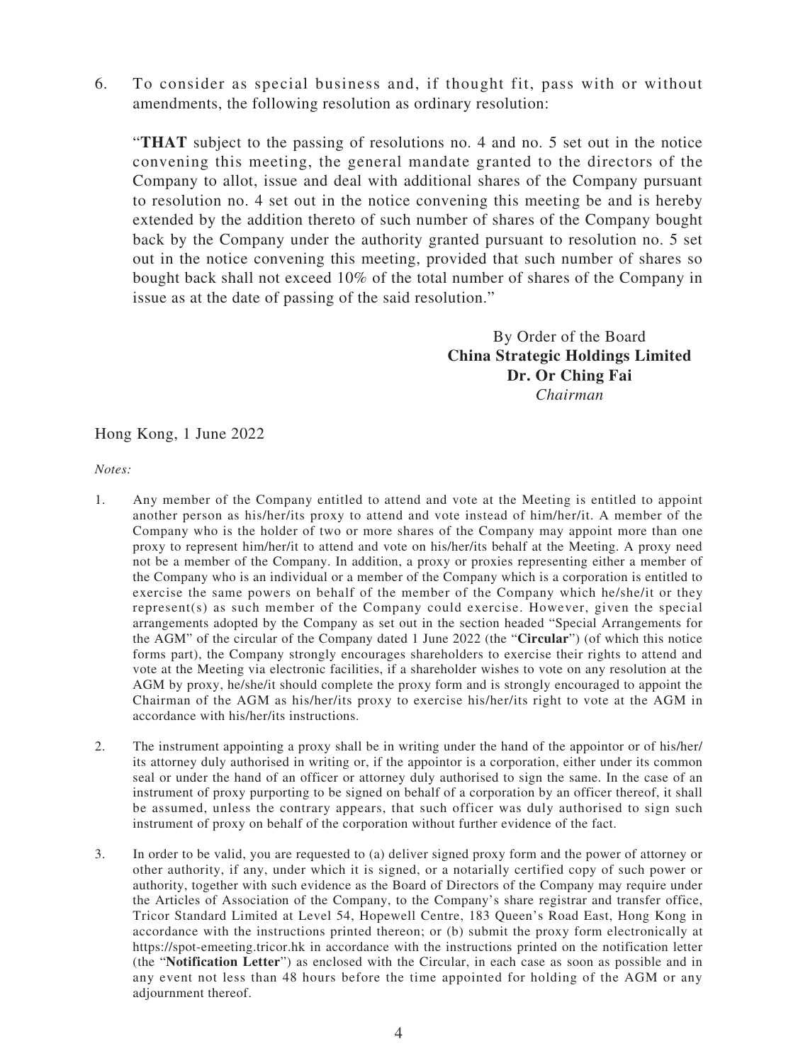6. To consider as special business and, if thought fit, pass with or without amendments, the following resolution as ordinary resolution:

   "**THAT** subject to the passing of resolutions no. 4 and no. 5 set out in the notice convening this meeting, the general mandate granted to the directors of the Company to allot, issue and deal with additional shares of the Company pursuant to resolution no. 4 set out in the notice convening this meeting be and is hereby extended by the addition thereto of such number of shares of the Company bought back by the Company under the authority granted pursuant to resolution no. 5 set out in the notice convening this meeting, provided that such number of shares so bought back shall not exceed 10% of the total number of shares of the Company in issue as at the date of passing of the said resolution."

By Order of the Board
**China Strategic Holdings Limited**
**Dr. Or Ching Fai**
*Chairman*

Hong Kong, 1 June 2022

*Notes:*

1. Any member of the Company entitled to attend and vote at the Meeting is entitled to appoint another person as his/her/its proxy to attend and vote instead of him/her/it. A member of the Company who is the holder of two or more shares of the Company may appoint more than one proxy to represent him/her/it to attend and vote on his/her/its behalf at the Meeting. A proxy need not be a member of the Company. In addition, a proxy or proxies representing either a member of the Company who is an individual or a member of the Company which is a corporation is entitled to exercise the same powers on behalf of the member of the Company which he/she/it or they represent(s) as such member of the Company could exercise. However, given the special arrangements adopted by the Company as set out in the section headed "Special Arrangements for the AGM" of the circular of the Company dated 1 June 2022 (the "**Circular**") (of which this notice forms part), the Company strongly encourages shareholders to exercise their rights to attend and vote at the Meeting via electronic facilities, if a shareholder wishes to vote on any resolution at the AGM by proxy, he/she/it should complete the proxy form and is strongly encouraged to appoint the Chairman of the AGM as his/her/its proxy to exercise his/her/its right to vote at the AGM in accordance with his/her/its instructions.

2. The instrument appointing a proxy shall be in writing under the hand of the appointor or of his/her/its attorney duly authorised in writing or, if the appointor is a corporation, either under its common seal or under the hand of an officer or attorney duly authorised to sign the same. In the case of an instrument of proxy purporting to be signed on behalf of a corporation by an officer thereof, it shall be assumed, unless the contrary appears, that such officer was duly authorised to sign such instrument of proxy on behalf of the corporation without further evidence of the fact.

3. In order to be valid, you are requested to (a) deliver signed proxy form and the power of attorney or other authority, if any, under which it is signed, or a notarially certified copy of such power or authority, together with such evidence as the Board of Directors of the Company may require under the Articles of Association of the Company, to the Company's share registrar and transfer office, Tricor Standard Limited at Level 54, Hopewell Centre, 183 Queen's Road East, Hong Kong in accordance with the instructions printed thereon; or (b) submit the proxy form electronically at https://spot-emeeting.tricor.hk in accordance with the instructions printed on the notification letter (the "**Notification Letter**") as enclosed with the Circular, in each case as soon as possible and in any event not less than 48 hours before the time appointed for holding of the AGM or any adjournment thereof.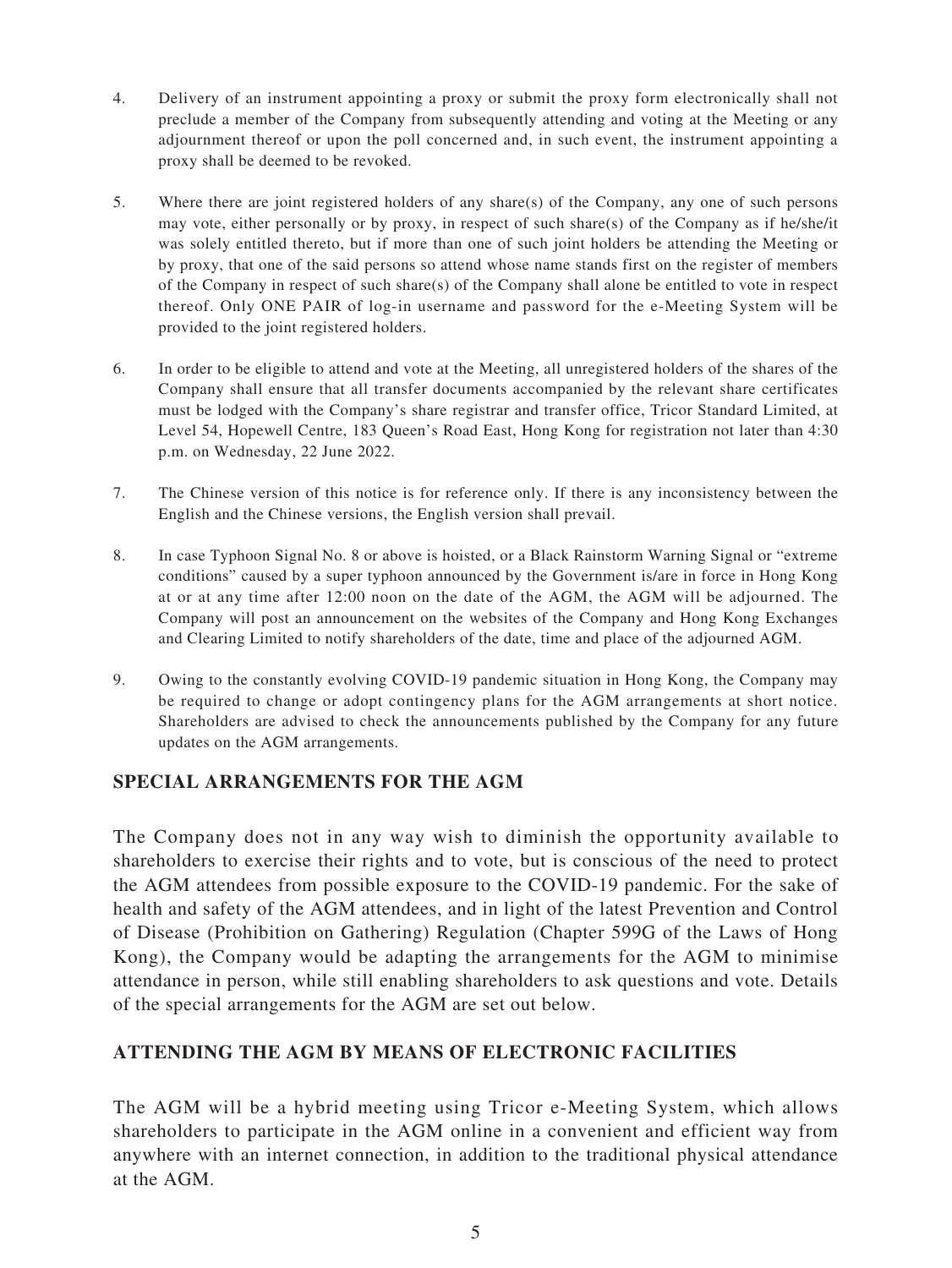4. Delivery of an instrument appointing a proxy or submit the proxy form electronically shall not preclude a member of the Company from subsequently attending and voting at the Meeting or any adjournment thereof or upon the poll concerned and, in such event, the instrument appointing a proxy shall be deemed to be revoked.

5. Where there are joint registered holders of any share(s) of the Company, any one of such persons may vote, either personally or by proxy, in respect of such share(s) of the Company as if he/she/it was solely entitled thereto, but if more than one of such joint holders be attending the Meeting or by proxy, that one of the said persons so attend whose name stands first on the register of members of the Company in respect of such share(s) of the Company shall alone be entitled to vote in respect thereof. Only ONE PAIR of log-in username and password for the e-Meeting System will be provided to the joint registered holders.

6. In order to be eligible to attend and vote at the Meeting, all unregistered holders of the shares of the Company shall ensure that all transfer documents accompanied by the relevant share certificates must be lodged with the Company's share registrar and transfer office, Tricor Standard Limited, at Level 54, Hopewell Centre, 183 Queen's Road East, Hong Kong for registration not later than 4:30 p.m. on Wednesday, 22 June 2022.

7. The Chinese version of this notice is for reference only. If there is any inconsistency between the English and the Chinese versions, the English version shall prevail.

8. In case Typhoon Signal No. 8 or above is hoisted, or a Black Rainstorm Warning Signal or "extreme conditions" caused by a super typhoon announced by the Government is/are in force in Hong Kong at or at any time after 12:00 noon on the date of the AGM, the AGM will be adjourned. The Company will post an announcement on the websites of the Company and Hong Kong Exchanges and Clearing Limited to notify shareholders of the date, time and place of the adjourned AGM.

9. Owing to the constantly evolving COVID-19 pandemic situation in Hong Kong, the Company may be required to change or adopt contingency plans for the AGM arrangements at short notice. Shareholders are advised to check the announcements published by the Company for any future updates on the AGM arrangements.

## SPECIAL ARRANGEMENTS FOR THE AGM

The Company does not in any way wish to diminish the opportunity available to shareholders to exercise their rights and to vote, but is conscious of the need to protect the AGM attendees from possible exposure to the COVID-19 pandemic. For the sake of health and safety of the AGM attendees, and in light of the latest Prevention and Control of Disease (Prohibition on Gathering) Regulation (Chapter 599G of the Laws of Hong Kong), the Company would be adapting the arrangements for the AGM to minimise attendance in person, while still enabling shareholders to ask questions and vote. Details of the special arrangements for the AGM are set out below.

## ATTENDING THE AGM BY MEANS OF ELECTRONIC FACILITIES

The AGM will be a hybrid meeting using Tricor e-Meeting System, which allows shareholders to participate in the AGM online in a convenient and efficient way from anywhere with an internet connection, in addition to the traditional physical attendance at the AGM.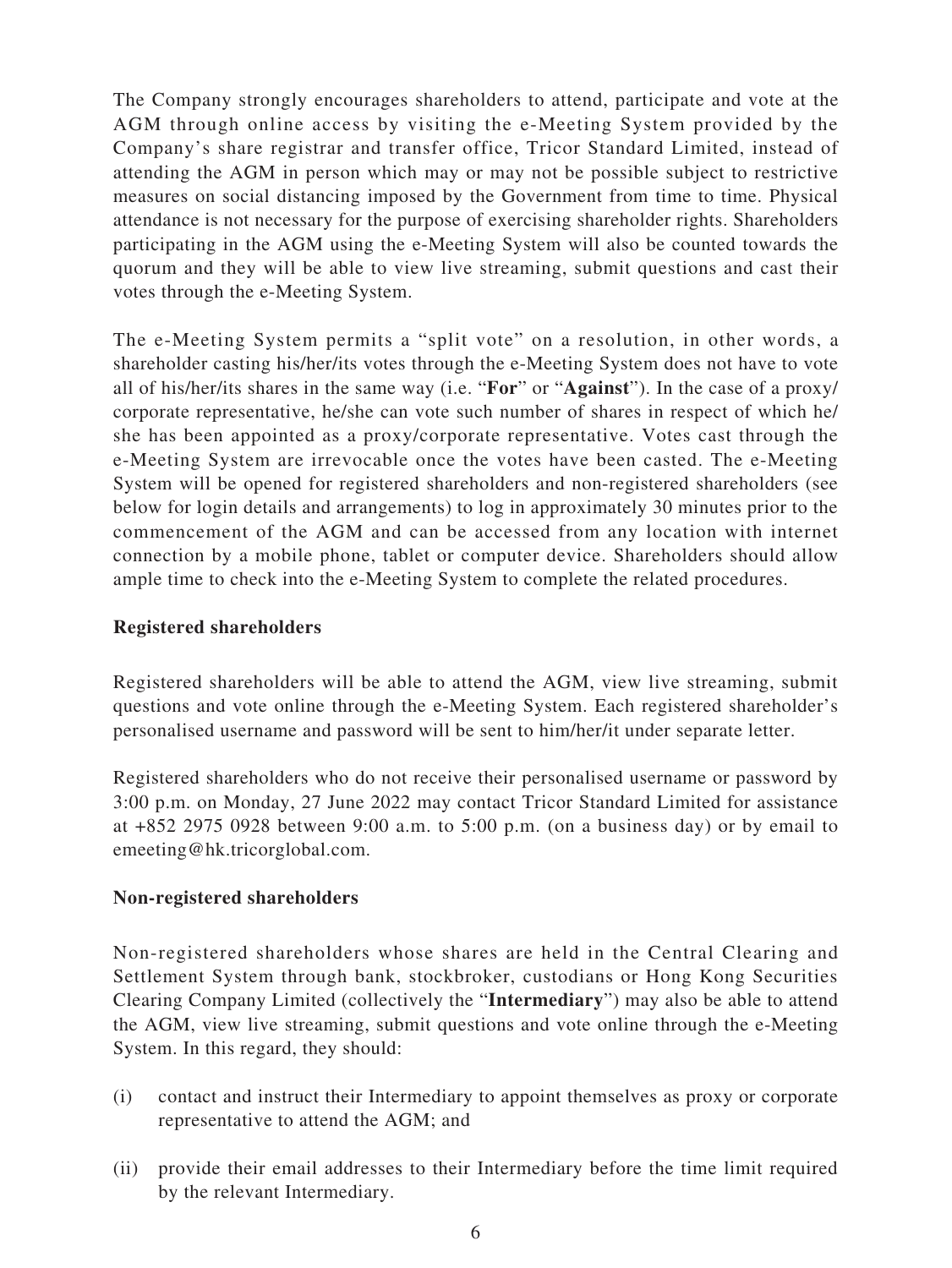The Company strongly encourages shareholders to attend, participate and vote at the AGM through online access by visiting the e-Meeting System provided by the Company's share registrar and transfer office, Tricor Standard Limited, instead of attending the AGM in person which may or may not be possible subject to restrictive measures on social distancing imposed by the Government from time to time. Physical attendance is not necessary for the purpose of exercising shareholder rights. Shareholders participating in the AGM using the e-Meeting System will also be counted towards the quorum and they will be able to view live streaming, submit questions and cast their votes through the e-Meeting System.

The e-Meeting System permits a "split vote" on a resolution, in other words, a shareholder casting his/her/its votes through the e-Meeting System does not have to vote all of his/her/its shares in the same way (i.e. "**For**" or "**Against**"). In the case of a proxy/corporate representative, he/she can vote such number of shares in respect of which he/she has been appointed as a proxy/corporate representative. Votes cast through the e-Meeting System are irrevocable once the votes have been casted. The e-Meeting System will be opened for registered shareholders and non-registered shareholders (see below for login details and arrangements) to log in approximately 30 minutes prior to the commencement of the AGM and can be accessed from any location with internet connection by a mobile phone, tablet or computer device. Shareholders should allow ample time to check into the e-Meeting System to complete the related procedures.

**Registered shareholders**

Registered shareholders will be able to attend the AGM, view live streaming, submit questions and vote online through the e-Meeting System. Each registered shareholder's personalised username and password will be sent to him/her/it under separate letter.

Registered shareholders who do not receive their personalised username or password by 3:00 p.m. on Monday, 27 June 2022 may contact Tricor Standard Limited for assistance at +852 2975 0928 between 9:00 a.m. to 5:00 p.m. (on a business day) or by email to emeeting@hk.tricorglobal.com.

**Non-registered shareholders**

Non-registered shareholders whose shares are held in the Central Clearing and Settlement System through bank, stockbroker, custodians or Hong Kong Securities Clearing Company Limited (collectively the "**Intermediary**") may also be able to attend the AGM, view live streaming, submit questions and vote online through the e-Meeting System. In this regard, they should:

(i) contact and instruct their Intermediary to appoint themselves as proxy or corporate representative to attend the AGM; and

(ii) provide their email addresses to their Intermediary before the time limit required by the relevant Intermediary.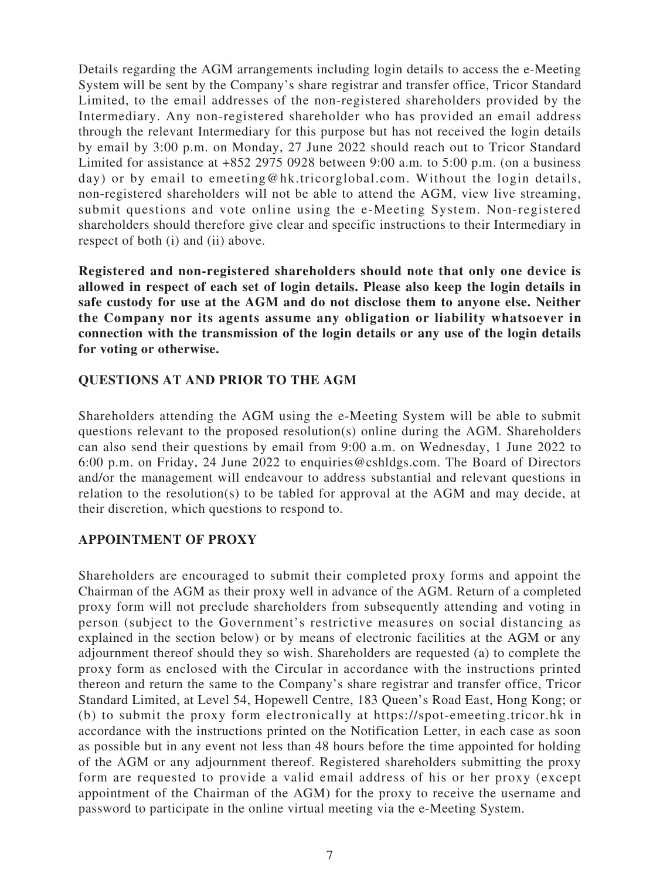Details regarding the AGM arrangements including login details to access the e-Meeting System will be sent by the Company's share registrar and transfer office, Tricor Standard Limited, to the email addresses of the non-registered shareholders provided by the Intermediary. Any non-registered shareholder who has provided an email address through the relevant Intermediary for this purpose but has not received the login details by email by 3:00 p.m. on Monday, 27 June 2022 should reach out to Tricor Standard Limited for assistance at +852 2975 0928 between 9:00 a.m. to 5:00 p.m. (on a business day) or by email to emeeting@hk.tricorglobal.com. Without the login details, non-registered shareholders will not be able to attend the AGM, view live streaming, submit questions and vote online using the e-Meeting System. Non-registered shareholders should therefore give clear and specific instructions to their Intermediary in respect of both (i) and (ii) above.

**Registered and non-registered shareholders should note that only one device is allowed in respect of each set of login details. Please also keep the login details in safe custody for use at the AGM and do not disclose them to anyone else. Neither the Company nor its agents assume any obligation or liability whatsoever in connection with the transmission of the login details or any use of the login details for voting or otherwise.**

## QUESTIONS AT AND PRIOR TO THE AGM

Shareholders attending the AGM using the e-Meeting System will be able to submit questions relevant to the proposed resolution(s) online during the AGM. Shareholders can also send their questions by email from 9:00 a.m. on Wednesday, 1 June 2022 to 6:00 p.m. on Friday, 24 June 2022 to enquiries@cshldgs.com. The Board of Directors and/or the management will endeavour to address substantial and relevant questions in relation to the resolution(s) to be tabled for approval at the AGM and may decide, at their discretion, which questions to respond to.

## APPOINTMENT OF PROXY

Shareholders are encouraged to submit their completed proxy forms and appoint the Chairman of the AGM as their proxy well in advance of the AGM. Return of a completed proxy form will not preclude shareholders from subsequently attending and voting in person (subject to the Government's restrictive measures on social distancing as explained in the section below) or by means of electronic facilities at the AGM or any adjournment thereof should they so wish. Shareholders are requested (a) to complete the proxy form as enclosed with the Circular in accordance with the instructions printed thereon and return the same to the Company's share registrar and transfer office, Tricor Standard Limited, at Level 54, Hopewell Centre, 183 Queen's Road East, Hong Kong; or (b) to submit the proxy form electronically at https://spot-emeeting.tricor.hk in accordance with the instructions printed on the Notification Letter, in each case as soon as possible but in any event not less than 48 hours before the time appointed for holding of the AGM or any adjournment thereof. Registered shareholders submitting the proxy form are requested to provide a valid email address of his or her proxy (except appointment of the Chairman of the AGM) for the proxy to receive the username and password to participate in the online virtual meeting via the e-Meeting System.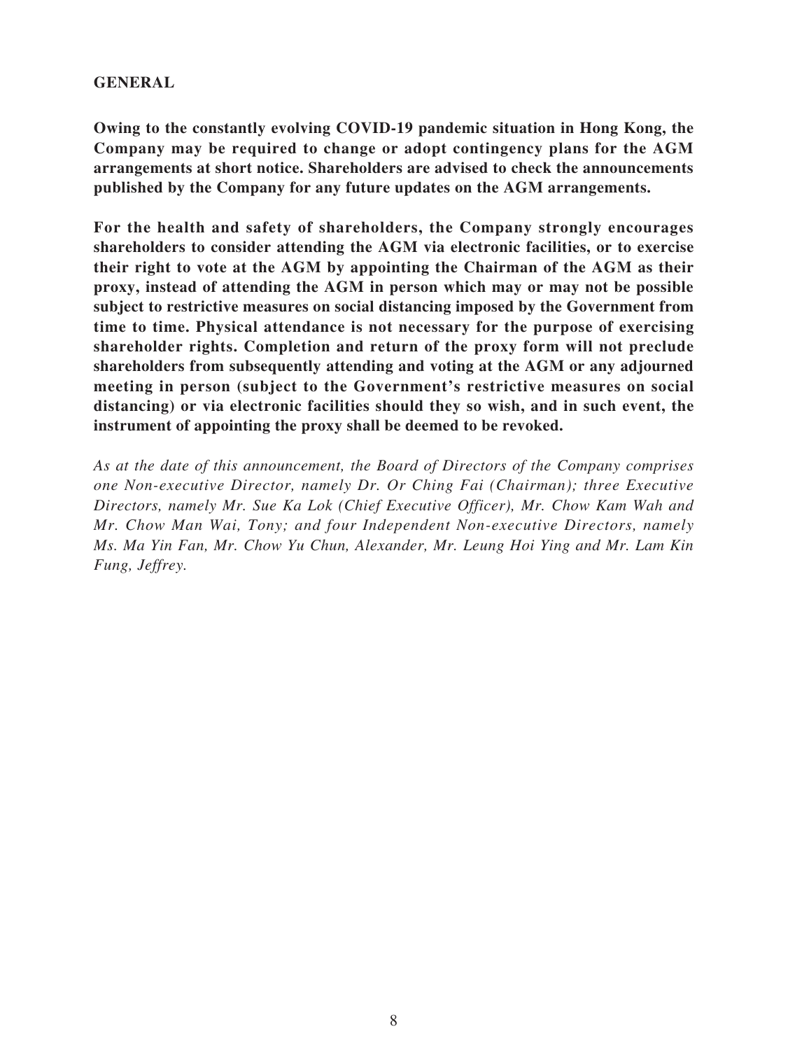## GENERAL

**Owing to the constantly evolving COVID-19 pandemic situation in Hong Kong, the Company may be required to change or adopt contingency plans for the AGM arrangements at short notice. Shareholders are advised to check the announcements published by the Company for any future updates on the AGM arrangements.**

**For the health and safety of shareholders, the Company strongly encourages shareholders to consider attending the AGM via electronic facilities, or to exercise their right to vote at the AGM by appointing the Chairman of the AGM as their proxy, instead of attending the AGM in person which may or may not be possible subject to restrictive measures on social distancing imposed by the Government from time to time. Physical attendance is not necessary for the purpose of exercising shareholder rights. Completion and return of the proxy form will not preclude shareholders from subsequently attending and voting at the AGM or any adjourned meeting in person (subject to the Government's restrictive measures on social distancing) or via electronic facilities should they so wish, and in such event, the instrument of appointing the proxy shall be deemed to be revoked.**

*As at the date of this announcement, the Board of Directors of the Company comprises one Non-executive Director, namely Dr. Or Ching Fai (Chairman); three Executive Directors, namely Mr. Sue Ka Lok (Chief Executive Officer), Mr. Chow Kam Wah and Mr. Chow Man Wai, Tony; and four Independent Non-executive Directors, namely Ms. Ma Yin Fan, Mr. Chow Yu Chun, Alexander, Mr. Leung Hoi Ying and Mr. Lam Kin Fung, Jeffrey.*